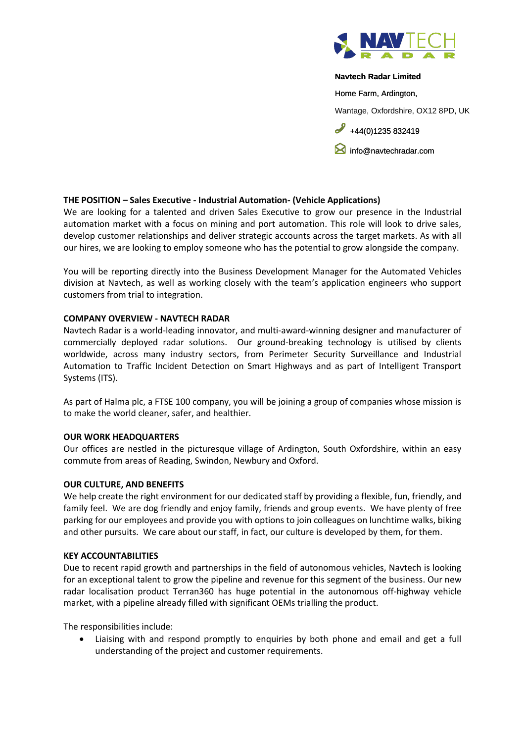**Navtech Radar Limited**

Home Farm, Ardington,

Wantage, Oxfordshire, OX12 8PD, UK

+44(0)1235 832419

info@navtechradar.com

**THE POSITION – Sales Executive - Industrial Automation- (Vehicle Applications)**

We are looking for a talented and driven Sales Executive to grow our presence in the Industrial automation market with a focus on mining and port automation. This role will look to drive sales, develop customer relationships and deliver strategic accounts across the target markets. As with all our hires, we are looking to employ someone who has the potential to grow alongside the company.

You will be reporting directly into the Business Development Manager for the Automated Vehicles division at Navtech, as well as working closely with the team's application engineers who support customers from trial to integration.

**COMPANY OVERVIEW - NAVTECH RADAR**

Navtech Radar is a world-leading innovator, and multi-award-winning designer and manufacturer of commercially deployed radar solutions. Our ground-breaking technology is utilised by clients worldwide, across many industry sectors, from Perimeter Security Surveillance and Industrial Automation to Traffic Incident Detection on Smart Highways and as part of Intelligent Transport Systems (ITS).

As part of Halma plc, a FTSE 100 company, you will be joining a group of companies whose mission is to make the world cleaner, safer, and healthier.

**OUR WORK HEADQUARTERS**

Our offices are nestled in the picturesque village of Ardington, South Oxfordshire, within an easy commute from areas of Reading, Swindon, Newbury and Oxford.

**OUR CULTURE, AND BENEFITS**

We help create the right environment for our dedicated staff by providing a flexible, fun, friendly, and family feel. We are dog friendly and enjoy family, friends and group events. We have plenty of free parking for our employees and provide you with options to join colleagues on lunchtime walks, biking and other pursuits. We care about our staff, in fact, our culture is developed by them, for them.

**KEY ACCOUNTABILITIES**

Due to recent rapid growth and partnerships in the field of autonomous vehicles, Navtech is looking for an exceptional talent to grow the pipeline and revenue for this segment of the business. Our new radar localisation product Terran360 has huge potential in the autonomous off-highway vehicle market, with a pipeline already filled with significant OEMs trialling the product.

The responsibilities include:

- Liaising with and respond promptly to enquiries by both phone and email and get a full understanding of the project and customer requirements.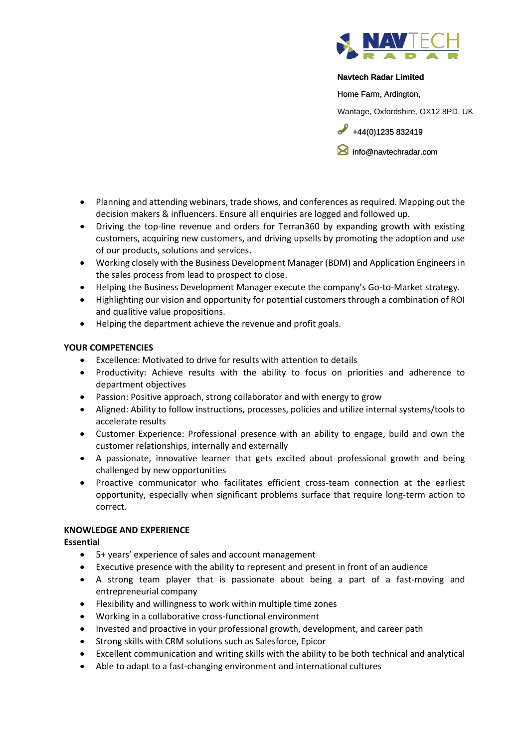**Navtech Radar Limited**

Home Farm, Ardington,

Wantage, Oxfordshire, OX12 8PD, UK

+44(0)1235 832419

info@navtechradar.com

- Planning and attending webinars, trade shows, and conferences as required. Mapping out the decision makers & influencers. Ensure all enquiries are logged and followed up.
- Driving the top-line revenue and orders for Terran360 by expanding growth with existing customers, acquiring new customers, and driving upsells by promoting the adoption and use of our products, solutions and services.
- Working closely with the Business Development Manager (BDM) and Application Engineers in the sales process from lead to prospect to close.
- Helping the Business Development Manager execute the company's Go-to-Market strategy.
- Highlighting our vision and opportunity for potential customers through a combination of ROI and qualitive value propositions.
- Helping the department achieve the revenue and profit goals.

**YOUR COMPETENCIES**

- Excellence: Motivated to drive for results with attention to details
- Productivity: Achieve results with the ability to focus on priorities and adherence to department objectives
- Passion: Positive approach, strong collaborator and with energy to grow
- Aligned: Ability to follow instructions, processes, policies and utilize internal systems/tools to accelerate results
- Customer Experience: Professional presence with an ability to engage, build and own the customer relationships, internally and externally
- A passionate, innovative learner that gets excited about professional growth and being challenged by new opportunities
- Proactive communicator who facilitates efficient cross-team connection at the earliest opportunity, especially when significant problems surface that require long-term action to correct.

**KNOWLEDGE AND EXPERIENCE**

**Essential**

- 5+ years' experience of sales and account management
- Executive presence with the ability to represent and present in front of an audience
- A strong team player that is passionate about being a part of a fast-moving and entrepreneurial company
- Flexibility and willingness to work within multiple time zones
- Working in a collaborative cross-functional environment
- Invested and proactive in your professional growth, development, and career path
- Strong skills with CRM solutions such as Salesforce, Epicor
- Excellent communication and writing skills with the ability to be both technical and analytical
- Able to adapt to a fast-changing environment and international cultures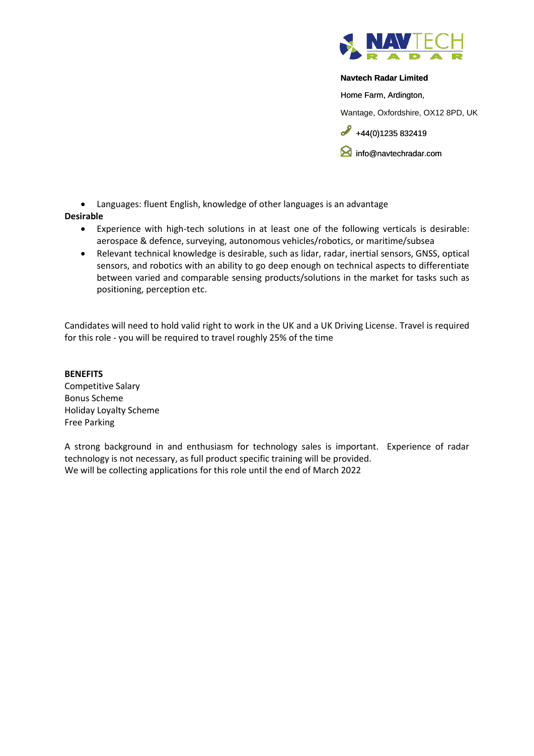Navtech Radar Limited

Home Farm, Ardington,

Wantage, Oxfordshire, OX12 8PD, UK

+44(0)1235 832419

info@navtechradar.com

- Languages: fluent English, knowledge of other languages is an advantage

**Desirable**

- Experience with high-tech solutions in at least one of the following verticals is desirable: aerospace & defence, surveying, autonomous vehicles/robotics, or maritime/subsea
- Relevant technical knowledge is desirable, such as lidar, radar, inertial sensors, GNSS, optical sensors, and robotics with an ability to go deep enough on technical aspects to differentiate between varied and comparable sensing products/solutions in the market for tasks such as positioning, perception etc.

Candidates will need to hold valid right to work in the UK and a UK Driving License. Travel is required for this role - you will be required to travel roughly 25% of the time

**BENEFITS**

Competitive Salary
Bonus Scheme
Holiday Loyalty Scheme
Free Parking

A strong background in and enthusiasm for technology sales is important. Experience of radar technology is not necessary, as full product specific training will be provided.
We will be collecting applications for this role until the end of March 2022